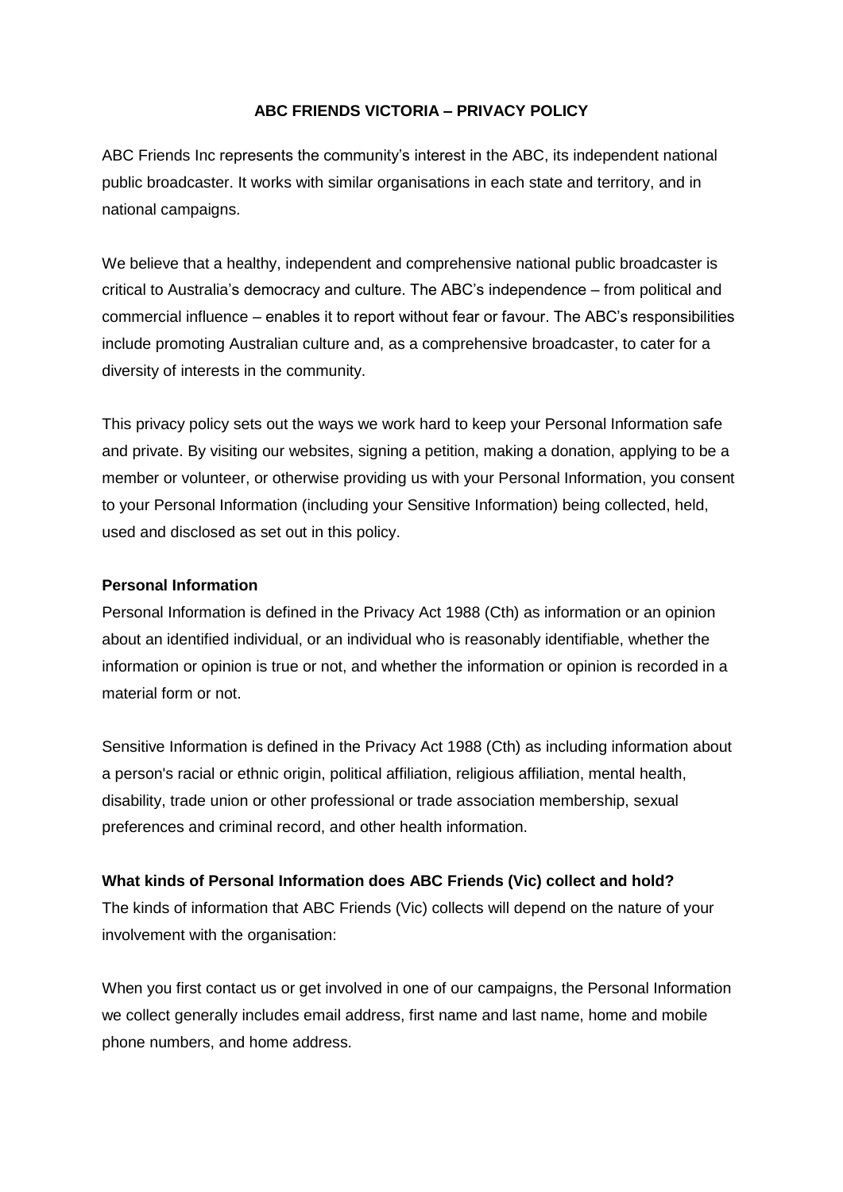# ABC FRIENDS VICTORIA – PRIVACY POLICY

ABC Friends Inc represents the community's interest in the ABC, its independent national public broadcaster. It works with similar organisations in each state and territory, and in national campaigns.

We believe that a healthy, independent and comprehensive national public broadcaster is critical to Australia's democracy and culture. The ABC's independence – from political and commercial influence – enables it to report without fear or favour. The ABC's responsibilities include promoting Australian culture and, as a comprehensive broadcaster, to cater for a diversity of interests in the community.

This privacy policy sets out the ways we work hard to keep your Personal Information safe and private. By visiting our websites, signing a petition, making a donation, applying to be a member or volunteer, or otherwise providing us with your Personal Information, you consent to your Personal Information (including your Sensitive Information) being collected, held, used and disclosed as set out in this policy.

**Personal Information**

Personal Information is defined in the Privacy Act 1988 (Cth) as information or an opinion about an identified individual, or an individual who is reasonably identifiable, whether the information or opinion is true or not, and whether the information or opinion is recorded in a material form or not.

Sensitive Information is defined in the Privacy Act 1988 (Cth) as including information about a person's racial or ethnic origin, political affiliation, religious affiliation, mental health, disability, trade union or other professional or trade association membership, sexual preferences and criminal record, and other health information.

**What kinds of Personal Information does ABC Friends (Vic) collect and hold?**

The kinds of information that ABC Friends (Vic) collects will depend on the nature of your involvement with the organisation:

When you first contact us or get involved in one of our campaigns, the Personal Information we collect generally includes email address, first name and last name, home and mobile phone numbers, and home address.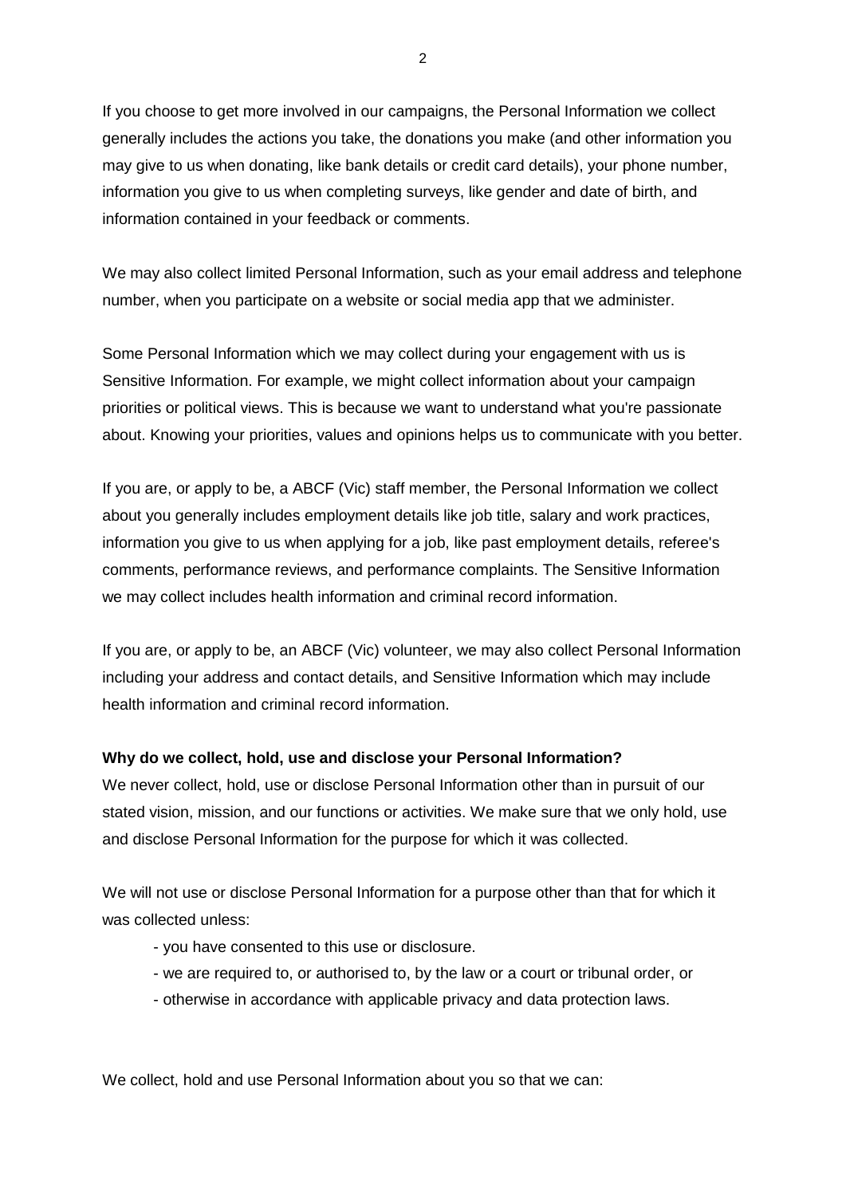If you choose to get more involved in our campaigns, the Personal Information we collect generally includes the actions you take, the donations you make (and other information you may give to us when donating, like bank details or credit card details), your phone number, information you give to us when completing surveys, like gender and date of birth, and information contained in your feedback or comments.

We may also collect limited Personal Information, such as your email address and telephone number, when you participate on a website or social media app that we administer.

Some Personal Information which we may collect during your engagement with us is Sensitive Information. For example, we might collect information about your campaign priorities or political views. This is because we want to understand what you're passionate about. Knowing your priorities, values and opinions helps us to communicate with you better.

If you are, or apply to be, a ABCF (Vic) staff member, the Personal Information we collect about you generally includes employment details like job title, salary and work practices, information you give to us when applying for a job, like past employment details, referee's comments, performance reviews, and performance complaints. The Sensitive Information we may collect includes health information and criminal record information.

If you are, or apply to be, an ABCF (Vic) volunteer, we may also collect Personal Information including your address and contact details, and Sensitive Information which may include health information and criminal record information.

**Why do we collect, hold, use and disclose your Personal Information?**

We never collect, hold, use or disclose Personal Information other than in pursuit of our stated vision, mission, and our functions or activities. We make sure that we only hold, use and disclose Personal Information for the purpose for which it was collected.

We will not use or disclose Personal Information for a purpose other than that for which it was collected unless:

- you have consented to this use or disclosure.
- we are required to, or authorised to, by the law or a court or tribunal order, or
- otherwise in accordance with applicable privacy and data protection laws.

We collect, hold and use Personal Information about you so that we can: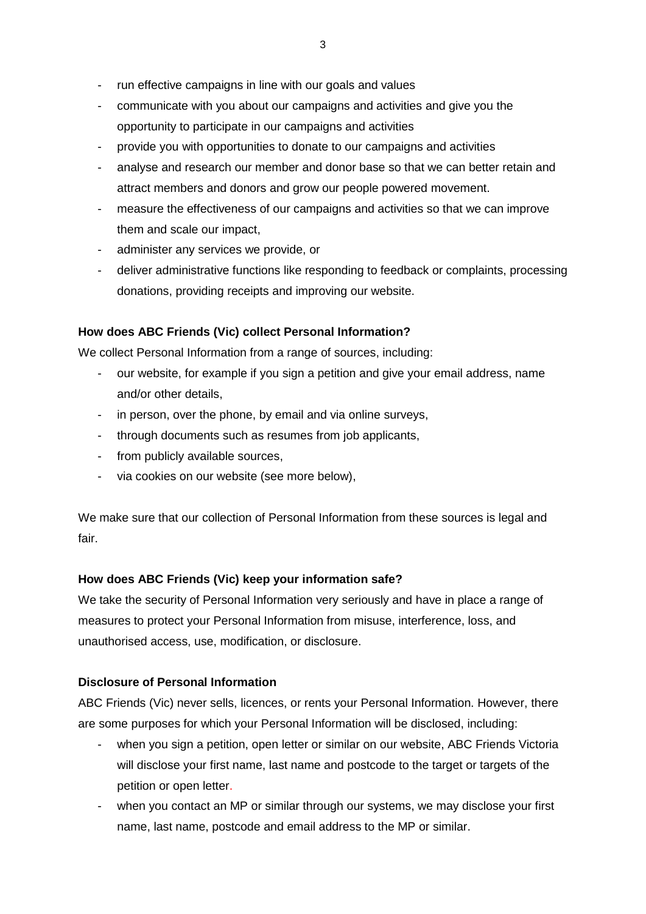- run effective campaigns in line with our goals and values
- communicate with you about our campaigns and activities and give you the opportunity to participate in our campaigns and activities
- provide you with opportunities to donate to our campaigns and activities
- analyse and research our member and donor base so that we can better retain and attract members and donors and grow our people powered movement.
- measure the effectiveness of our campaigns and activities so that we can improve them and scale our impact,
- administer any services we provide, or
- deliver administrative functions like responding to feedback or complaints, processing donations, providing receipts and improving our website.

**How does ABC Friends (Vic) collect Personal Information?**

We collect Personal Information from a range of sources, including:

- our website, for example if you sign a petition and give your email address, name and/or other details,
- in person, over the phone, by email and via online surveys,
- through documents such as resumes from job applicants,
- from publicly available sources,
- via cookies on our website (see more below),

We make sure that our collection of Personal Information from these sources is legal and fair.

**How does ABC Friends (Vic) keep your information safe?**

We take the security of Personal Information very seriously and have in place a range of measures to protect your Personal Information from misuse, interference, loss, and unauthorised access, use, modification, or disclosure.

**Disclosure of Personal Information**

ABC Friends (Vic) never sells, licences, or rents your Personal Information. However, there are some purposes for which your Personal Information will be disclosed, including:

- when you sign a petition, open letter or similar on our website, ABC Friends Victoria will disclose your first name, last name and postcode to the target or targets of the petition or open letter.
- when you contact an MP or similar through our systems, we may disclose your first name, last name, postcode and email address to the MP or similar.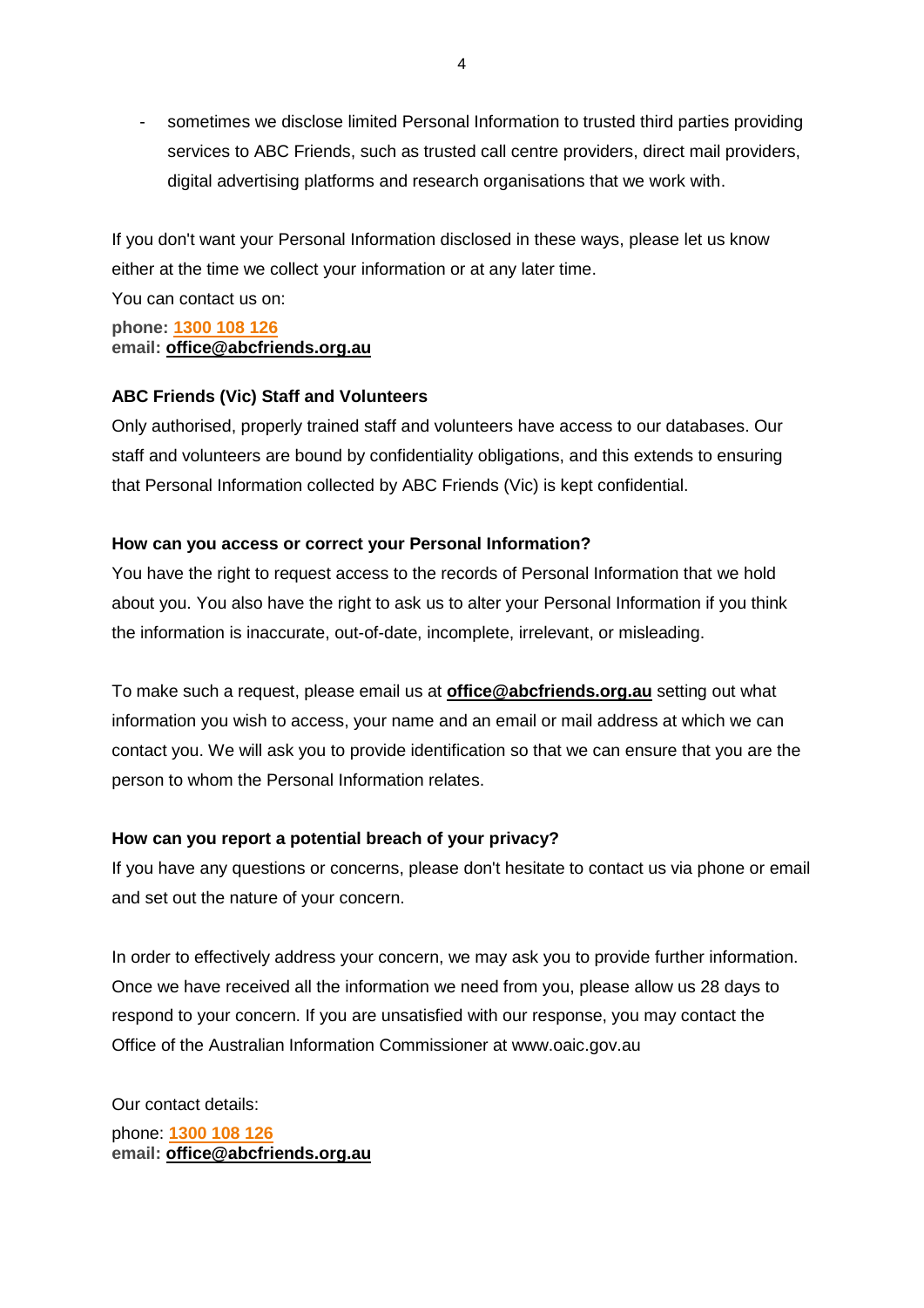- sometimes we disclose limited Personal Information to trusted third parties providing services to ABC Friends, such as trusted call centre providers, direct mail providers, digital advertising platforms and research organisations that we work with.

If you don't want your Personal Information disclosed in these ways, please let us know either at the time we collect your information or at any later time.

You can contact us on:

**phone:** **1300 108 126**
**email:** **office@abcfriends.org.au**

**ABC Friends (Vic) Staff and Volunteers**

Only authorised, properly trained staff and volunteers have access to our databases. Our staff and volunteers are bound by confidentiality obligations, and this extends to ensuring that Personal Information collected by ABC Friends (Vic) is kept confidential.

**How can you access or correct your Personal Information?**

You have the right to request access to the records of Personal Information that we hold about you. You also have the right to ask us to alter your Personal Information if you think the information is inaccurate, out-of-date, incomplete, irrelevant, or misleading.

To make such a request, please email us at **office@abcfriends.org.au** setting out what information you wish to access, your name and an email or mail address at which we can contact you. We will ask you to provide identification so that we can ensure that you are the person to whom the Personal Information relates.

**How can you report a potential breach of your privacy?**

If you have any questions or concerns, please don't hesitate to contact us via phone or email and set out the nature of your concern.

In order to effectively address your concern, we may ask you to provide further information. Once we have received all the information we need from you, please allow us 28 days to respond to your concern. If you are unsatisfied with our response, you may contact the Office of the Australian Information Commissioner at www.oaic.gov.au

Our contact details:

phone: **1300 108 126**
**email:** **office@abcfriends.org.au**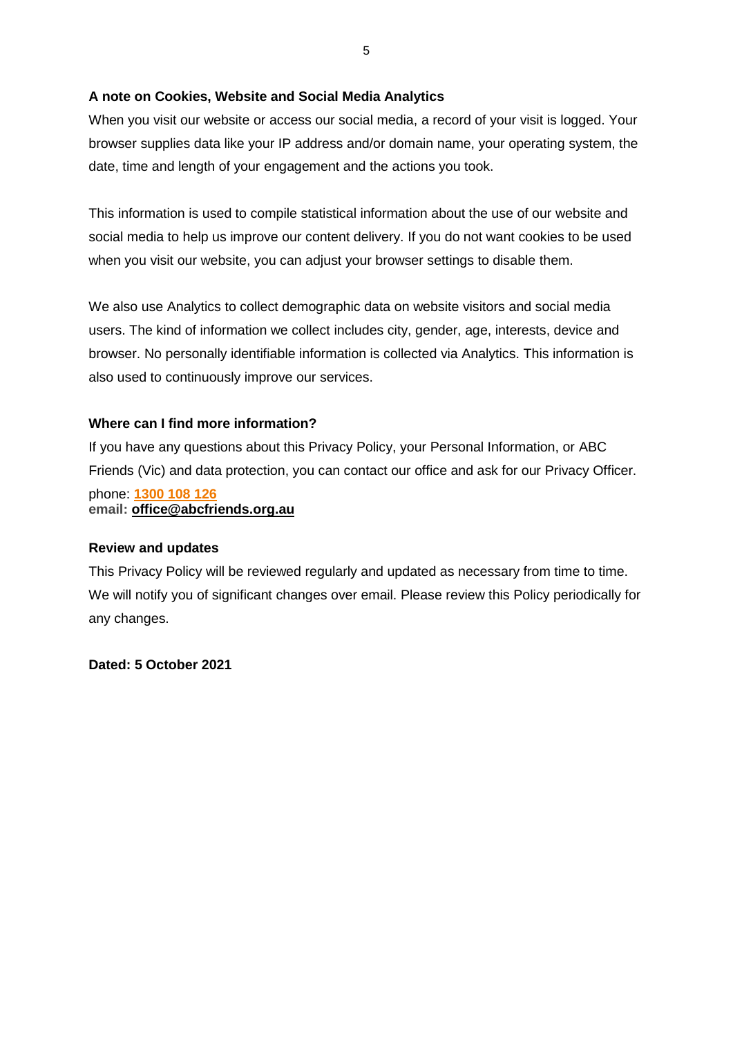### A note on Cookies, Website and Social Media Analytics

When you visit our website or access our social media, a record of your visit is logged. Your browser supplies data like your IP address and/or domain name, your operating system, the date, time and length of your engagement and the actions you took.

This information is used to compile statistical information about the use of our website and social media to help us improve our content delivery. If you do not want cookies to be used when you visit our website, you can adjust your browser settings to disable them.

We also use Analytics to collect demographic data on website visitors and social media users. The kind of information we collect includes city, gender, age, interests, device and browser. No personally identifiable information is collected via Analytics. This information is also used to continuously improve our services.

### Where can I find more information?

If you have any questions about this Privacy Policy, your Personal Information, or ABC Friends (Vic) and data protection, you can contact our office and ask for our Privacy Officer.

phone: **1300 108 126**
**email:** **office@abcfriends.org.au**

### Review and updates

This Privacy Policy will be reviewed regularly and updated as necessary from time to time. We will notify you of significant changes over email. Please review this Policy periodically for any changes.

**Dated: 5 October 2021**